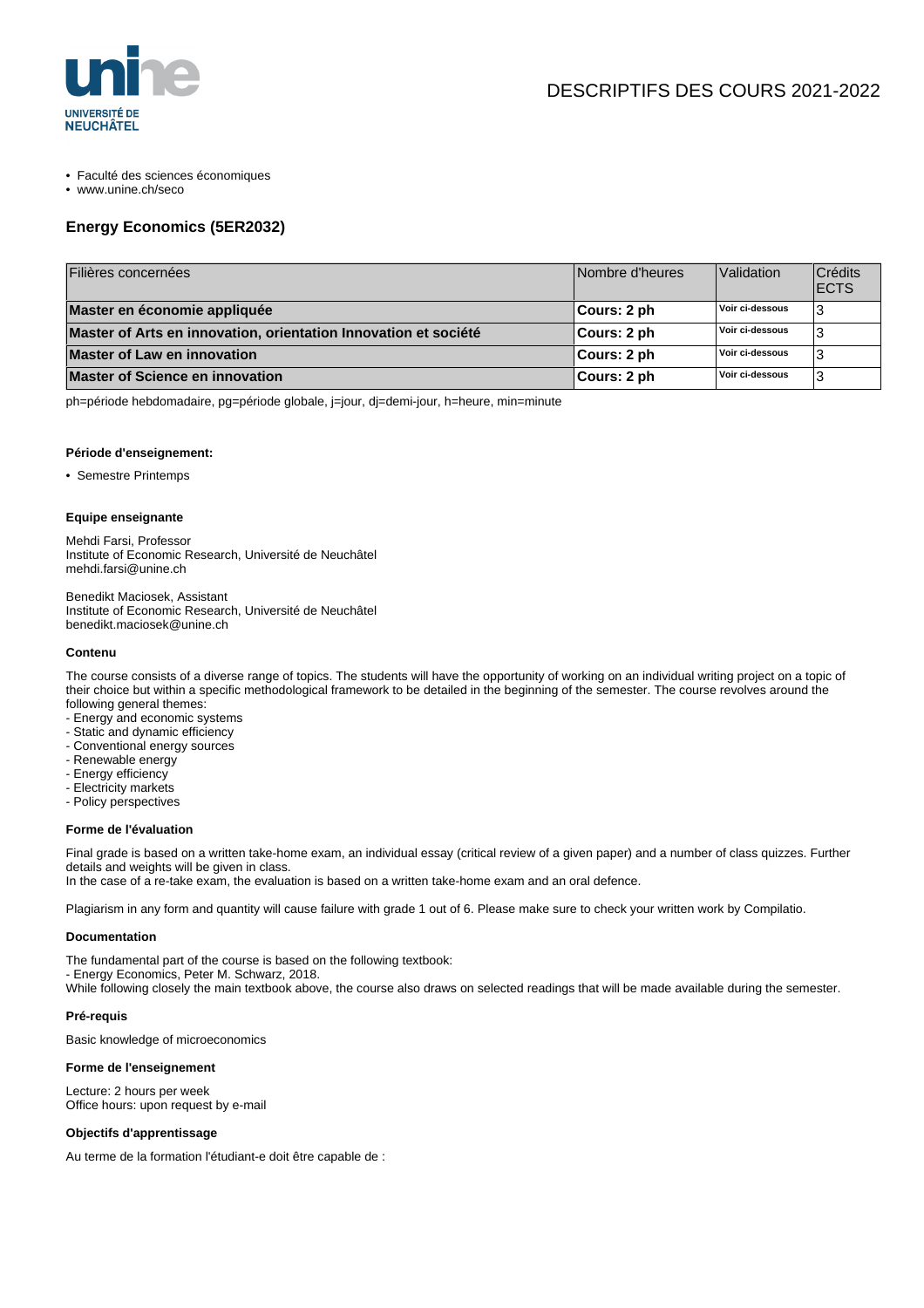# DESCRIPTIFS DES COURS 2021-2022

- Faculté des sciences économiques
- www.unine.ch/seco

## Energy Economics (5ER2032)

| Filières concernées | Nombre d'heures | Validation | Crédits ECTS |
|---|---|---|---|
| **Master en économie appliquée** | **Cours: 2 ph** | **Voir ci-dessous** | 3 |
| **Master of Arts en innovation, orientation Innovation et société** | **Cours: 2 ph** | **Voir ci-dessous** | 3 |
| **Master of Law en innovation** | **Cours: 2 ph** | **Voir ci-dessous** | 3 |
| **Master of Science en innovation** | **Cours: 2 ph** | **Voir ci-dessous** | 3 |

ph=période hebdomadaire, pg=période globale, j=jour, dj=demi-jour, h=heure, min=minute

#### Période d'enseignement:

- Semestre Printemps

#### Equipe enseignante

Mehdi Farsi, Professor
Institute of Economic Research, Université de Neuchâtel
mehdi.farsi@unine.ch

Benedikt Maciosek, Assistant
Institute of Economic Research, Université de Neuchâtel
benedikt.maciosek@unine.ch

#### Contenu

The course consists of a diverse range of topics. The students will have the opportunity of working on an individual writing project on a topic of their choice but within a specific methodological framework to be detailed in the beginning of the semester. The course revolves around the following general themes:
- Energy and economic systems
- Static and dynamic efficiency
- Conventional energy sources
- Renewable energy
- Energy efficiency
- Electricity markets
- Policy perspectives

#### Forme de l'évaluation

Final grade is based on a written take-home exam, an individual essay (critical review of a given paper) and a number of class quizzes. Further details and weights will be given in class.
In the case of a re-take exam, the evaluation is based on a written take-home exam and an oral defence.

Plagiarism in any form and quantity will cause failure with grade 1 out of 6. Please make sure to check your written work by Compilatio.

#### Documentation

The fundamental part of the course is based on the following textbook:
- Energy Economics, Peter M. Schwarz, 2018.
While following closely the main textbook above, the course also draws on selected readings that will be made available during the semester.

#### Pré-requis

Basic knowledge of microeconomics

#### Forme de l'enseignement

Lecture: 2 hours per week
Office hours: upon request by e-mail

#### Objectifs d'apprentissage

Au terme de la formation l'étudiant-e doit être capable de :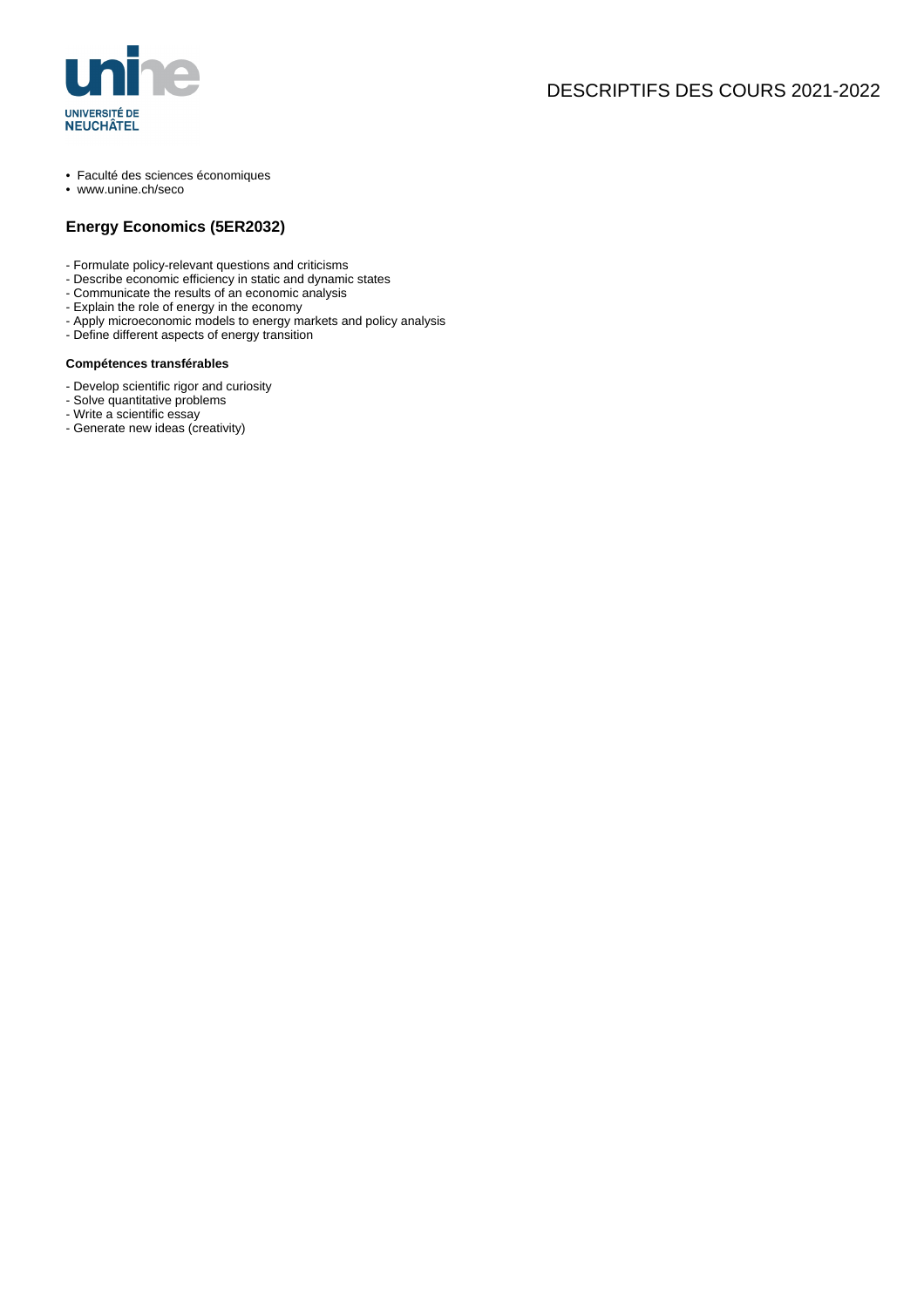- Faculté des sciences économiques
- www.unine.ch/seco

## Energy Economics (5ER2032)

- Formulate policy-relevant questions and criticisms
- Describe economic efficiency in static and dynamic states
- Communicate the results of an economic analysis
- Explain the role of energy in the economy
- Apply microeconomic models to energy markets and policy analysis
- Define different aspects of energy transition

#### Compétences transférables

- Develop scientific rigor and curiosity
- Solve quantitative problems
- Write a scientific essay
- Generate new ideas (creativity)